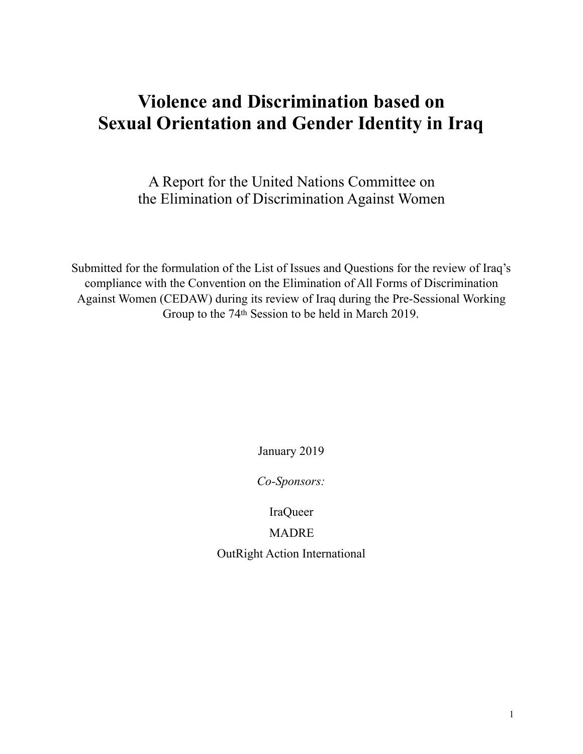# Violence and Discrimination based on Sexual Orientation and Gender Identity in Iraq

## A Report for the United Nations Committee on the Elimination of Discrimination Against Women

Submitted for the formulation of the List of Issues and Questions for the review of Iraq's compliance with the Convention on the Elimination of All Forms of Discrimination Against Women (CEDAW) during its review of Iraq during the Pre-Sessional Working Group to the 74th Session to be held in March 2019.

January 2019

*Co-Sponsors:*

IraQueer

MADRE

OutRight Action International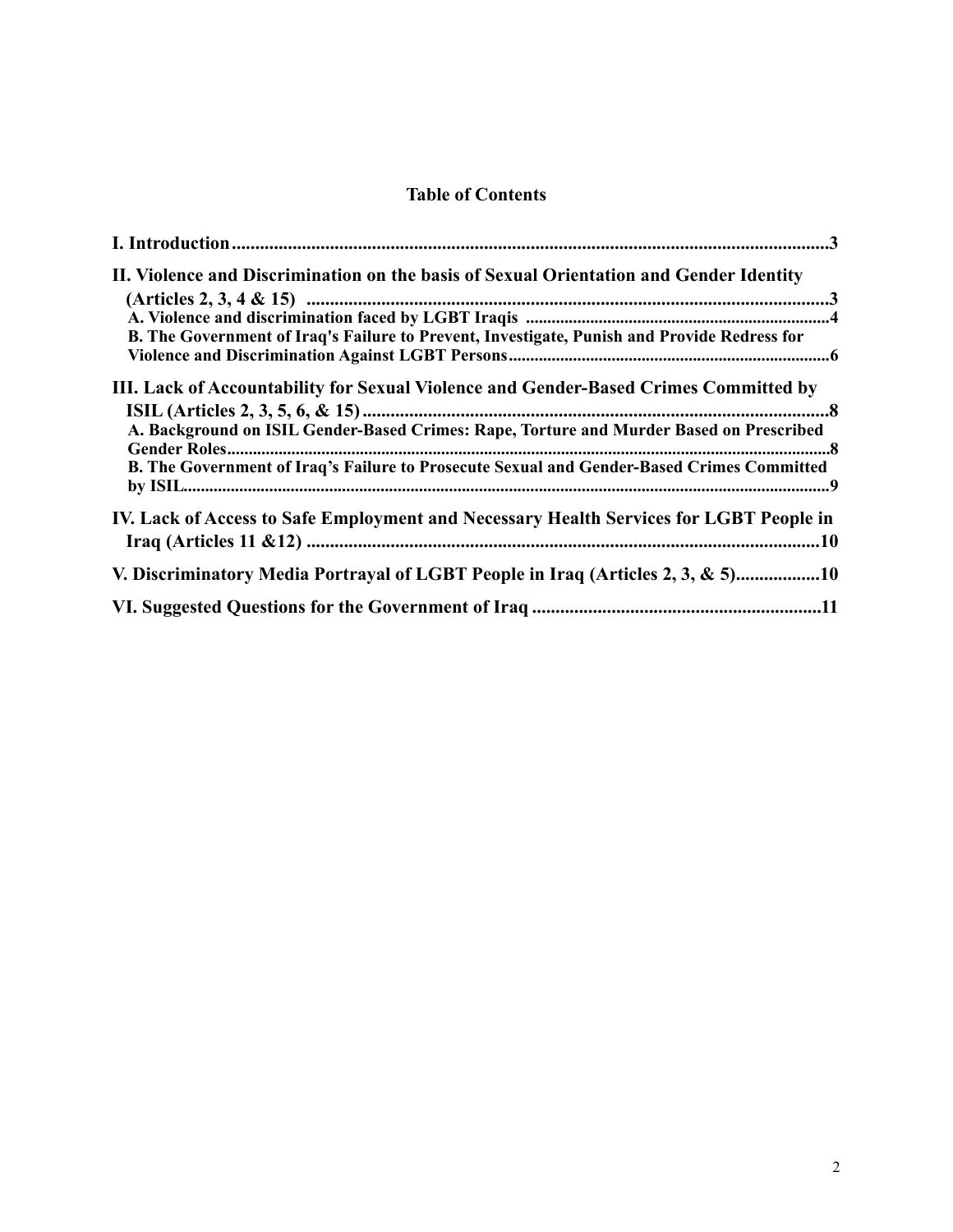## Table of Contents

**I. Introduction** .......... 3

**II. Violence and Discrimination on the basis of Sexual Orientation and Gender Identity (Articles 2, 3, 4 & 15)** .......... 3

- **A. Violence and discrimination faced by LGBT Iraqis** .......... 4
- **B. The Government of Iraq's Failure to Prevent, Investigate, Punish and Provide Redress for Violence and Discrimination Against LGBT Persons** .......... 6

**III. Lack of Accountability for Sexual Violence and Gender-Based Crimes Committed by ISIL (Articles 2, 3, 5, 6, & 15)** .......... 8

- **A. Background on ISIL Gender-Based Crimes: Rape, Torture and Murder Based on Prescribed Gender Roles** .......... 8
- **B. The Government of Iraq's Failure to Prosecute Sexual and Gender-Based Crimes Committed by ISIL** .......... 9

**IV. Lack of Access to Safe Employment and Necessary Health Services for LGBT People in Iraq (Articles 11 &12)** .......... 10

**V. Discriminatory Media Portrayal of LGBT People in Iraq (Articles 2, 3, & 5)** .......... 10

**VI. Suggested Questions for the Government of Iraq** .......... 11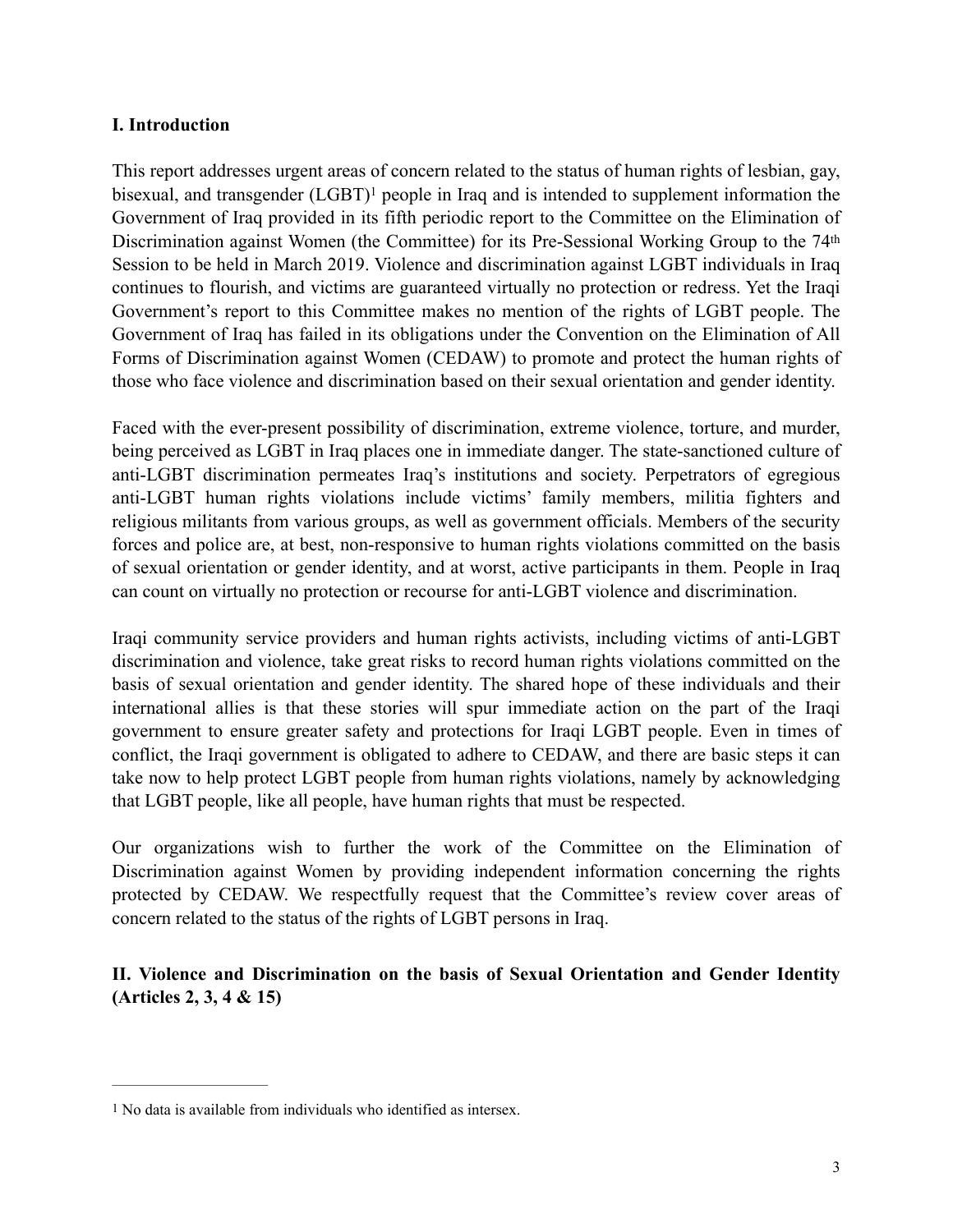## I. Introduction

This report addresses urgent areas of concern related to the status of human rights of lesbian, gay, bisexual, and transgender (LGBT)[1] people in Iraq and is intended to supplement information the Government of Iraq provided in its fifth periodic report to the Committee on the Elimination of Discrimination against Women (the Committee) for its Pre-Sessional Working Group to the 74th Session to be held in March 2019. Violence and discrimination against LGBT individuals in Iraq continues to flourish, and victims are guaranteed virtually no protection or redress. Yet the Iraqi Government's report to this Committee makes no mention of the rights of LGBT people. The Government of Iraq has failed in its obligations under the Convention on the Elimination of All Forms of Discrimination against Women (CEDAW) to promote and protect the human rights of those who face violence and discrimination based on their sexual orientation and gender identity.

Faced with the ever-present possibility of discrimination, extreme violence, torture, and murder, being perceived as LGBT in Iraq places one in immediate danger. The state-sanctioned culture of anti-LGBT discrimination permeates Iraq's institutions and society. Perpetrators of egregious anti-LGBT human rights violations include victims' family members, militia fighters and religious militants from various groups, as well as government officials. Members of the security forces and police are, at best, non-responsive to human rights violations committed on the basis of sexual orientation or gender identity, and at worst, active participants in them. People in Iraq can count on virtually no protection or recourse for anti-LGBT violence and discrimination.

Iraqi community service providers and human rights activists, including victims of anti-LGBT discrimination and violence, take great risks to record human rights violations committed on the basis of sexual orientation and gender identity. The shared hope of these individuals and their international allies is that these stories will spur immediate action on the part of the Iraqi government to ensure greater safety and protections for Iraqi LGBT people. Even in times of conflict, the Iraqi government is obligated to adhere to CEDAW, and there are basic steps it can take now to help protect LGBT people from human rights violations, namely by acknowledging that LGBT people, like all people, have human rights that must be respected.

Our organizations wish to further the work of the Committee on the Elimination of Discrimination against Women by providing independent information concerning the rights protected by CEDAW. We respectfully request that the Committee's review cover areas of concern related to the status of the rights of LGBT persons in Iraq.

## II. Violence and Discrimination on the basis of Sexual Orientation and Gender Identity (Articles 2, 3, 4 & 15)

---

[1] No data is available from individuals who identified as intersex.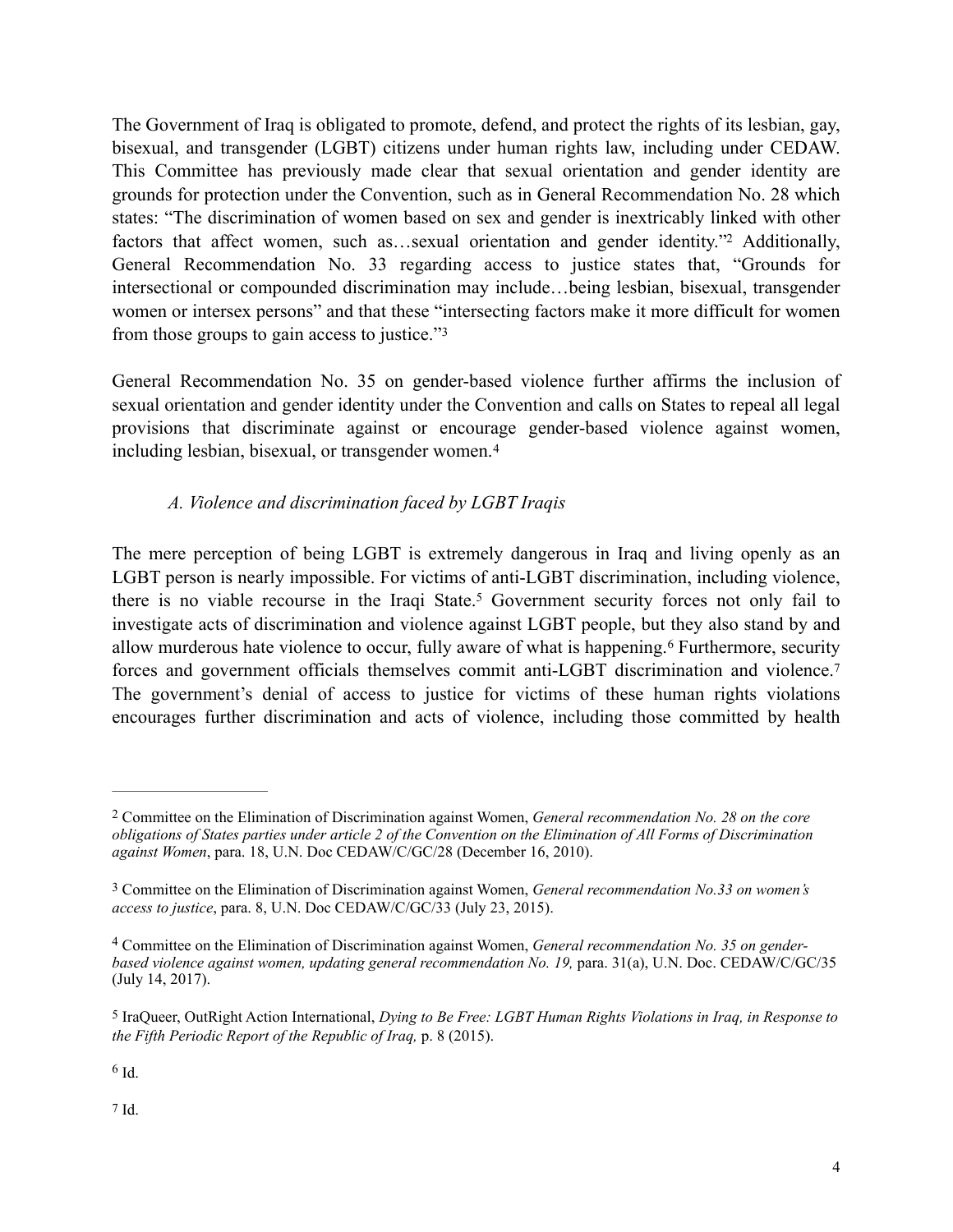The Government of Iraq is obligated to promote, defend, and protect the rights of its lesbian, gay, bisexual, and transgender (LGBT) citizens under human rights law, including under CEDAW. This Committee has previously made clear that sexual orientation and gender identity are grounds for protection under the Convention, such as in General Recommendation No. 28 which states: "The discrimination of women based on sex and gender is inextricably linked with other factors that affect women, such as…sexual orientation and gender identity."[2] Additionally, General Recommendation No. 33 regarding access to justice states that, "Grounds for intersectional or compounded discrimination may include…being lesbian, bisexual, transgender women or intersex persons" and that these "intersecting factors make it more difficult for women from those groups to gain access to justice."[3]

General Recommendation No. 35 on gender-based violence further affirms the inclusion of sexual orientation and gender identity under the Convention and calls on States to repeal all legal provisions that discriminate against or encourage gender-based violence against women, including lesbian, bisexual, or transgender women.[4]

*A. Violence and discrimination faced by LGBT Iraqis*

The mere perception of being LGBT is extremely dangerous in Iraq and living openly as an LGBT person is nearly impossible. For victims of anti-LGBT discrimination, including violence, there is no viable recourse in the Iraqi State.[5] Government security forces not only fail to investigate acts of discrimination and violence against LGBT people, but they also stand by and allow murderous hate violence to occur, fully aware of what is happening.[6] Furthermore, security forces and government officials themselves commit anti-LGBT discrimination and violence.[7] The government's denial of access to justice for victims of these human rights violations encourages further discrimination and acts of violence, including those committed by health

---

[2] Committee on the Elimination of Discrimination against Women, *General recommendation No. 28 on the core obligations of States parties under article 2 of the Convention on the Elimination of All Forms of Discrimination against Women*, para. 18, U.N. Doc CEDAW/C/GC/28 (December 16, 2010).

[3] Committee on the Elimination of Discrimination against Women, *General recommendation No.33 on women's access to justice*, para. 8, U.N. Doc CEDAW/C/GC/33 (July 23, 2015).

[4] Committee on the Elimination of Discrimination against Women, *General recommendation No. 35 on gender-based violence against women, updating general recommendation No. 19,* para. 31(a), U.N. Doc. CEDAW/C/GC/35 (July 14, 2017).

[5] IraQueer, OutRight Action International, *Dying to Be Free: LGBT Human Rights Violations in Iraq, in Response to the Fifth Periodic Report of the Republic of Iraq,* p. 8 (2015).

[6] Id.

[7] Id.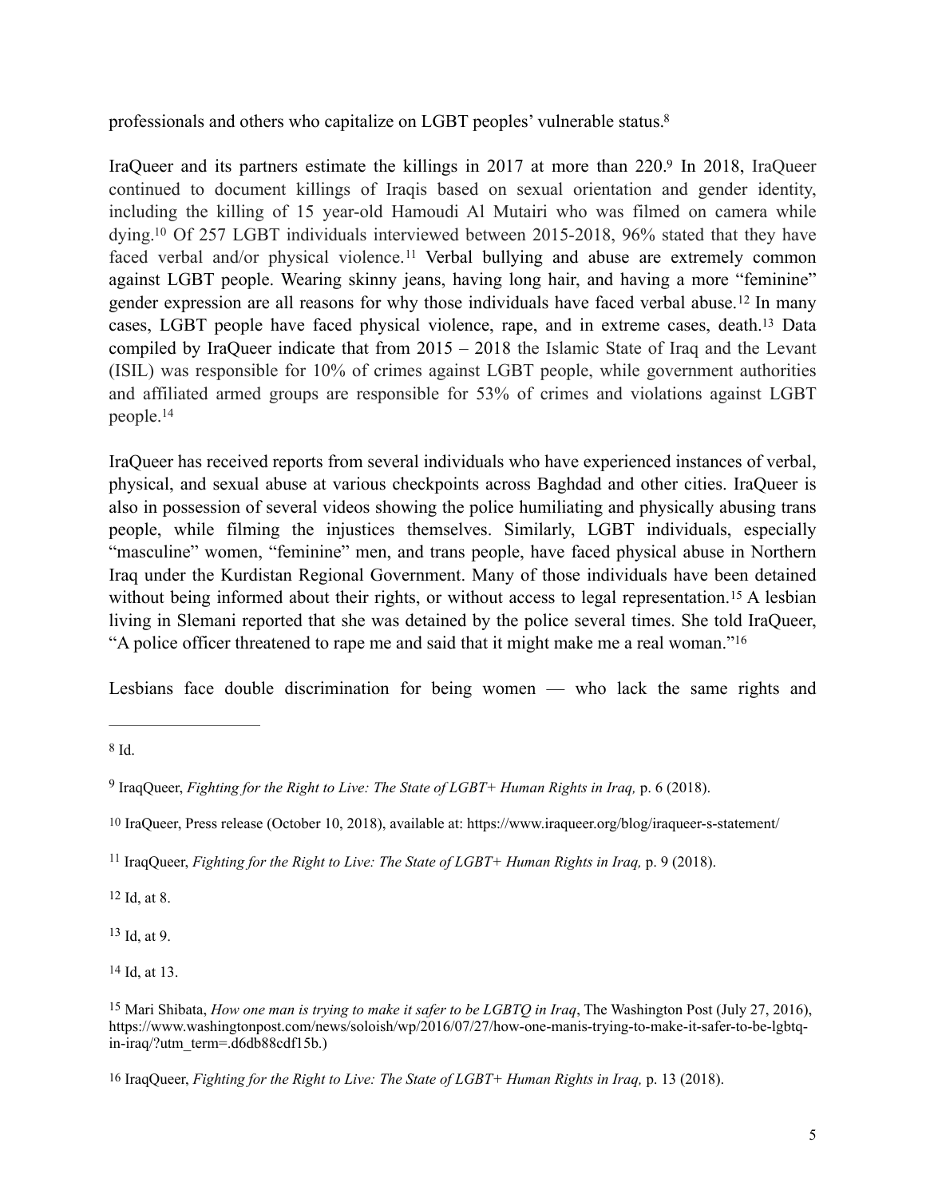professionals and others who capitalize on LGBT peoples' vulnerable status.[8]

IraQueer and its partners estimate the killings in 2017 at more than 220.[9] In 2018, IraQueer continued to document killings of Iraqis based on sexual orientation and gender identity, including the killing of 15 year-old Hamoudi Al Mutairi who was filmed on camera while dying.[10] Of 257 LGBT individuals interviewed between 2015-2018, 96% stated that they have faced verbal and/or physical violence.[11] Verbal bullying and abuse are extremely common against LGBT people. Wearing skinny jeans, having long hair, and having a more "feminine" gender expression are all reasons for why those individuals have faced verbal abuse.[12] In many cases, LGBT people have faced physical violence, rape, and in extreme cases, death.[13] Data compiled by IraQueer indicate that from 2015 – 2018 the Islamic State of Iraq and the Levant (ISIL) was responsible for 10% of crimes against LGBT people, while government authorities and affiliated armed groups are responsible for 53% of crimes and violations against LGBT people.[14]

IraQueer has received reports from several individuals who have experienced instances of verbal, physical, and sexual abuse at various checkpoints across Baghdad and other cities. IraQueer is also in possession of several videos showing the police humiliating and physically abusing trans people, while filming the injustices themselves. Similarly, LGBT individuals, especially "masculine" women, "feminine" men, and trans people, have faced physical abuse in Northern Iraq under the Kurdistan Regional Government. Many of those individuals have been detained without being informed about their rights, or without access to legal representation.[15] A lesbian living in Slemani reported that she was detained by the police several times. She told IraQueer, "A police officer threatened to rape me and said that it might make me a real woman."[16]

Lesbians face double discrimination for being women — who lack the same rights and

---

[8] Id.

[9] IraqQueer, *Fighting for the Right to Live: The State of LGBT+ Human Rights in Iraq,* p. 6 (2018).

[10] IraQueer, Press release (October 10, 2018), available at: https://www.iraqueer.org/blog/iraqueer-s-statement/

[11] IraqQueer, *Fighting for the Right to Live: The State of LGBT+ Human Rights in Iraq,* p. 9 (2018).

[12] Id, at 8.

[13] Id, at 9.

[14] Id, at 13.

[15] Mari Shibata, *How one man is trying to make it safer to be LGBTQ in Iraq*, The Washington Post (July 27, 2016), https://www.washingtonpost.com/news/soloish/wp/2016/07/27/how-one-manis-trying-to-make-it-safer-to-be-lgbtq-in-iraq/?utm_term=.d6db88cdf15b.)

[16] IraqQueer, *Fighting for the Right to Live: The State of LGBT+ Human Rights in Iraq,* p. 13 (2018).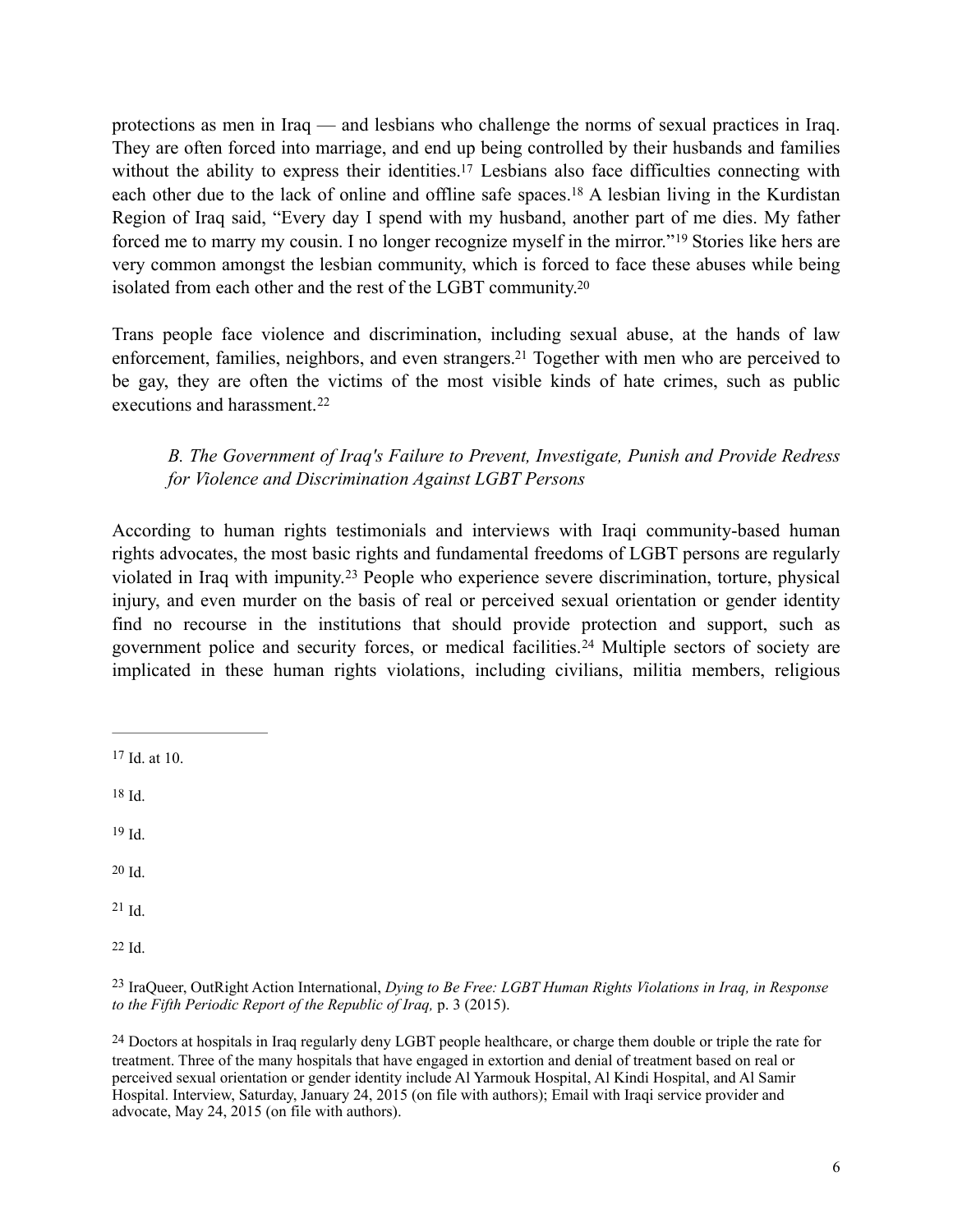protections as men in Iraq — and lesbians who challenge the norms of sexual practices in Iraq. They are often forced into marriage, and end up being controlled by their husbands and families without the ability to express their identities.[17] Lesbians also face difficulties connecting with each other due to the lack of online and offline safe spaces.[18] A lesbian living in the Kurdistan Region of Iraq said, "Every day I spend with my husband, another part of me dies. My father forced me to marry my cousin. I no longer recognize myself in the mirror."[19] Stories like hers are very common amongst the lesbian community, which is forced to face these abuses while being isolated from each other and the rest of the LGBT community.[20]

Trans people face violence and discrimination, including sexual abuse, at the hands of law enforcement, families, neighbors, and even strangers.[21] Together with men who are perceived to be gay, they are often the victims of the most visible kinds of hate crimes, such as public executions and harassment.[22]

### *B. The Government of Iraq's Failure to Prevent, Investigate, Punish and Provide Redress for Violence and Discrimination Against LGBT Persons*

According to human rights testimonials and interviews with Iraqi community-based human rights advocates, the most basic rights and fundamental freedoms of LGBT persons are regularly violated in Iraq with impunity.[23] People who experience severe discrimination, torture, physical injury, and even murder on the basis of real or perceived sexual orientation or gender identity find no recourse in the institutions that should provide protection and support, such as government police and security forces, or medical facilities.[24] Multiple sectors of society are implicated in these human rights violations, including civilians, militia members, religious

---

[17] Id. at 10.

[18] Id.

[19] Id.

[20] Id.

[21] Id.

[22] Id.

[23] IraQueer, OutRight Action International, *Dying to Be Free: LGBT Human Rights Violations in Iraq, in Response to the Fifth Periodic Report of the Republic of Iraq,* p. 3 (2015).

[24] Doctors at hospitals in Iraq regularly deny LGBT people healthcare, or charge them double or triple the rate for treatment. Three of the many hospitals that have engaged in extortion and denial of treatment based on real or perceived sexual orientation or gender identity include Al Yarmouk Hospital, Al Kindi Hospital, and Al Samir Hospital. Interview, Saturday, January 24, 2015 (on file with authors); Email with Iraqi service provider and advocate, May 24, 2015 (on file with authors).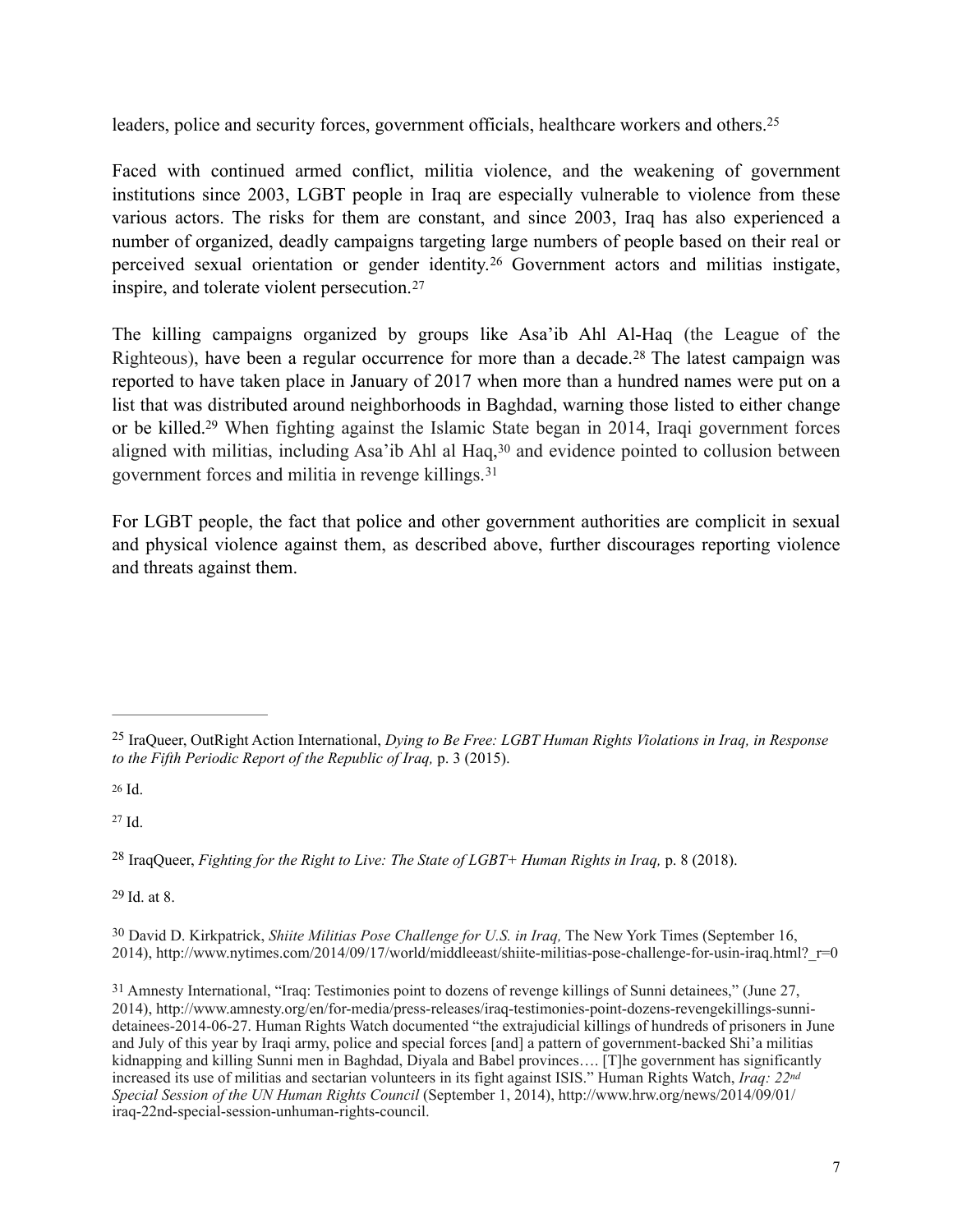leaders, police and security forces, government officials, healthcare workers and others.[25]

Faced with continued armed conflict, militia violence, and the weakening of government institutions since 2003, LGBT people in Iraq are especially vulnerable to violence from these various actors. The risks for them are constant, and since 2003, Iraq has also experienced a number of organized, deadly campaigns targeting large numbers of people based on their real or perceived sexual orientation or gender identity.[26] Government actors and militias instigate, inspire, and tolerate violent persecution.[27]

The killing campaigns organized by groups like Asa'ib Ahl Al-Haq (the League of the Righteous), have been a regular occurrence for more than a decade.[28] The latest campaign was reported to have taken place in January of 2017 when more than a hundred names were put on a list that was distributed around neighborhoods in Baghdad, warning those listed to either change or be killed.[29] When fighting against the Islamic State began in 2014, Iraqi government forces aligned with militias, including Asa'ib Ahl al Haq,[30] and evidence pointed to collusion between government forces and militia in revenge killings.[31]

For LGBT people, the fact that police and other government authorities are complicit in sexual and physical violence against them, as described above, further discourages reporting violence and threats against them.

---

[25] IraQueer, OutRight Action International, *Dying to Be Free: LGBT Human Rights Violations in Iraq, in Response to the Fifth Periodic Report of the Republic of Iraq,* p. 3 (2015).

[26] Id.

[27] Id.

[28] IraqQueer, *Fighting for the Right to Live: The State of LGBT+ Human Rights in Iraq,* p. 8 (2018).

[29] Id. at 8.

[30] David D. Kirkpatrick, *Shiite Militias Pose Challenge for U.S. in Iraq,* The New York Times (September 16, 2014), http://www.nytimes.com/2014/09/17/world/middleeast/shiite-militias-pose-challenge-for-usin-iraq.html?_r=0

[31] Amnesty International, "Iraq: Testimonies point to dozens of revenge killings of Sunni detainees," (June 27, 2014), http://www.amnesty.org/en/for-media/press-releases/iraq-testimonies-point-dozens-revengekillings-sunni-detainees-2014-06-27. Human Rights Watch documented "the extrajudicial killings of hundreds of prisoners in June and July of this year by Iraqi army, police and special forces [and] a pattern of government-backed Shi'a militias kidnapping and killing Sunni men in Baghdad, Diyala and Babel provinces…. [T]he government has significantly increased its use of militias and sectarian volunteers in its fight against ISIS." Human Rights Watch, *Iraq: 22nd Special Session of the UN Human Rights Council* (September 1, 2014), http://www.hrw.org/news/2014/09/01/iraq-22nd-special-session-unhuman-rights-council.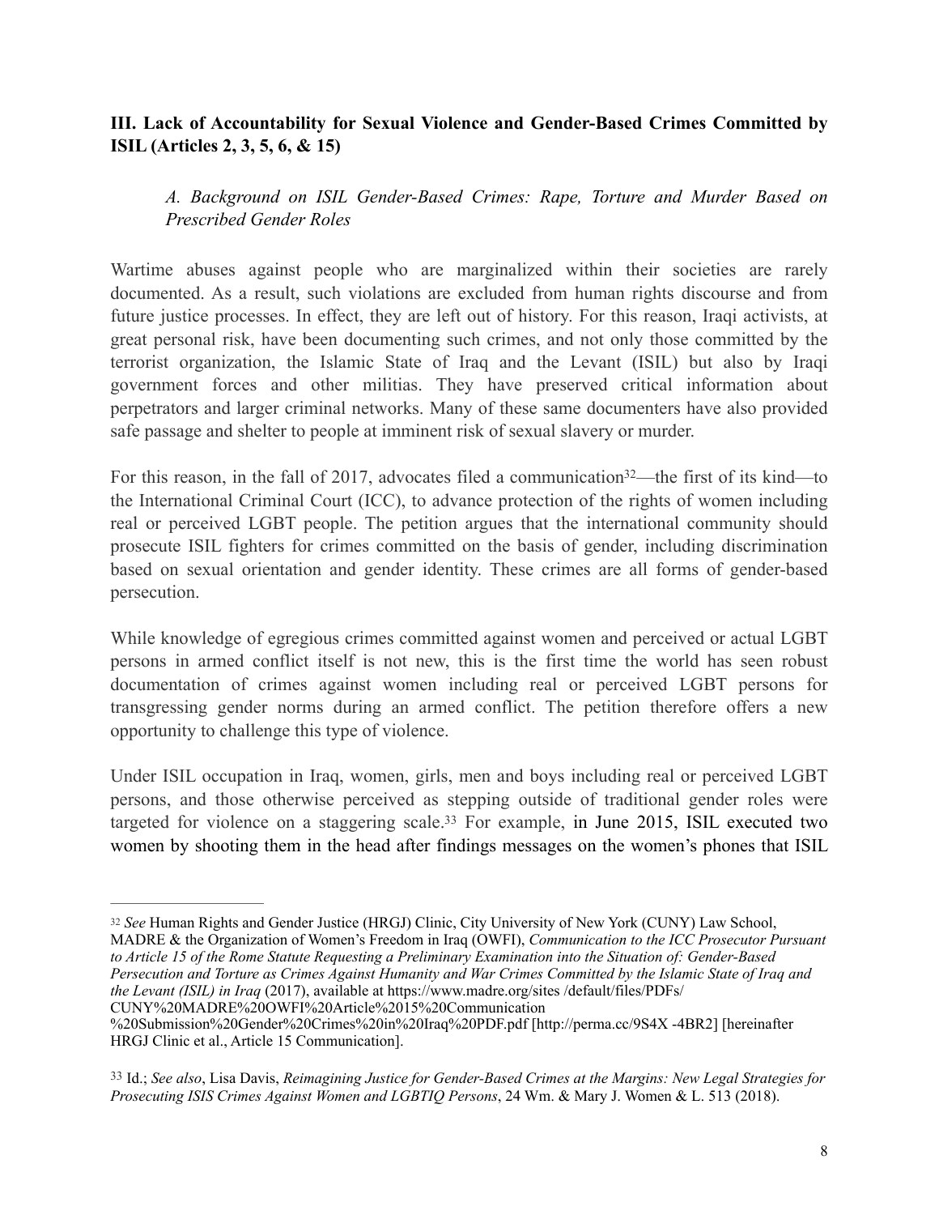**III. Lack of Accountability for Sexual Violence and Gender-Based Crimes Committed by ISIL (Articles 2, 3, 5, 6, & 15)**

*A. Background on ISIL Gender-Based Crimes: Rape, Torture and Murder Based on Prescribed Gender Roles*

Wartime abuses against people who are marginalized within their societies are rarely documented. As a result, such violations are excluded from human rights discourse and from future justice processes. In effect, they are left out of history. For this reason, Iraqi activists, at great personal risk, have been documenting such crimes, and not only those committed by the terrorist organization, the Islamic State of Iraq and the Levant (ISIL) but also by Iraqi government forces and other militias. They have preserved critical information about perpetrators and larger criminal networks. Many of these same documenters have also provided safe passage and shelter to people at imminent risk of sexual slavery or murder.

For this reason, in the fall of 2017, advocates filed a communication[32]—the first of its kind—to the International Criminal Court (ICC), to advance protection of the rights of women including real or perceived LGBT people. The petition argues that the international community should prosecute ISIL fighters for crimes committed on the basis of gender, including discrimination based on sexual orientation and gender identity. These crimes are all forms of gender-based persecution.

While knowledge of egregious crimes committed against women and perceived or actual LGBT persons in armed conflict itself is not new, this is the first time the world has seen robust documentation of crimes against women including real or perceived LGBT persons for transgressing gender norms during an armed conflict. The petition therefore offers a new opportunity to challenge this type of violence.

Under ISIL occupation in Iraq, women, girls, men and boys including real or perceived LGBT persons, and those otherwise perceived as stepping outside of traditional gender roles were targeted for violence on a staggering scale.[33] For example, in June 2015, ISIL executed two women by shooting them in the head after findings messages on the women's phones that ISIL

---

[32] *See* Human Rights and Gender Justice (HRGJ) Clinic, City University of New York (CUNY) Law School, MADRE & the Organization of Women's Freedom in Iraq (OWFI), *Communication to the ICC Prosecutor Pursuant to Article 15 of the Rome Statute Requesting a Preliminary Examination into the Situation of: Gender-Based Persecution and Torture as Crimes Against Humanity and War Crimes Committed by the Islamic State of Iraq and the Levant (ISIL) in Iraq* (2017), available at https://www.madre.org/sites /default/files/PDFs/ CUNY%20MADRE%20OWFI%20Article%2015%20Communication %20Submission%20Gender%20Crimes%20in%20Iraq%20PDF.pdf [http://perma.cc/9S4X -4BR2] [hereinafter HRGJ Clinic et al., Article 15 Communication].

[33] Id.; *See also*, Lisa Davis, *Reimagining Justice for Gender-Based Crimes at the Margins: New Legal Strategies for Prosecuting ISIS Crimes Against Women and LGBTIQ Persons*, 24 Wm. & Mary J. Women & L. 513 (2018).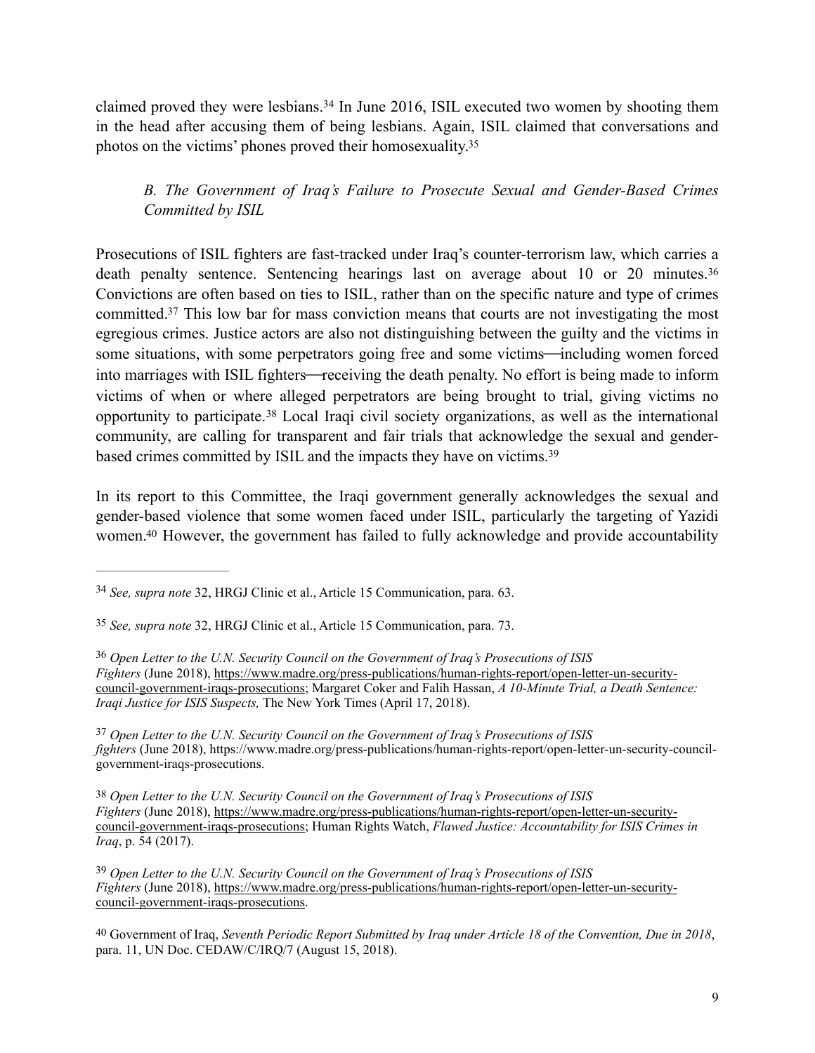claimed proved they were lesbians.[34] In June 2016, ISIL executed two women by shooting them in the head after accusing them of being lesbians. Again, ISIL claimed that conversations and photos on the victims' phones proved their homosexuality.[35]

### *B. The Government of Iraq's Failure to Prosecute Sexual and Gender-Based Crimes Committed by ISIL*

Prosecutions of ISIL fighters are fast-tracked under Iraq's counter-terrorism law, which carries a death penalty sentence. Sentencing hearings last on average about 10 or 20 minutes.[36] Convictions are often based on ties to ISIL, rather than on the specific nature and type of crimes committed.[37] This low bar for mass conviction means that courts are not investigating the most egregious crimes. Justice actors are also not distinguishing between the guilty and the victims in some situations, with some perpetrators going free and some victims—including women forced into marriages with ISIL fighters—receiving the death penalty. No effort is being made to inform victims of when or where alleged perpetrators are being brought to trial, giving victims no opportunity to participate.[38] Local Iraqi civil society organizations, as well as the international community, are calling for transparent and fair trials that acknowledge the sexual and gender-based crimes committed by ISIL and the impacts they have on victims.[39]

In its report to this Committee, the Iraqi government generally acknowledges the sexual and gender-based violence that some women faced under ISIL, particularly the targeting of Yazidi women.[40] However, the government has failed to fully acknowledge and provide accountability

---

[34] *See, supra note* 32, HRGJ Clinic et al., Article 15 Communication, para. 63.

[35] *See, supra note* 32, HRGJ Clinic et al., Article 15 Communication, para. 73.

[36] *Open Letter to the U.N. Security Council on the Government of Iraq's Prosecutions of ISIS Fighters* (June 2018), https://www.madre.org/press-publications/human-rights-report/open-letter-un-security-council-government-iraqs-prosecutions; Margaret Coker and Falih Hassan, *A 10-Minute Trial, a Death Sentence: Iraqi Justice for ISIS Suspects,* The New York Times (April 17, 2018).

[37] *Open Letter to the U.N. Security Council on the Government of Iraq's Prosecutions of ISIS fighters* (June 2018), https://www.madre.org/press-publications/human-rights-report/open-letter-un-security-council-government-iraqs-prosecutions.

[38] *Open Letter to the U.N. Security Council on the Government of Iraq's Prosecutions of ISIS Fighters* (June 2018), https://www.madre.org/press-publications/human-rights-report/open-letter-un-security-council-government-iraqs-prosecutions; Human Rights Watch, *Flawed Justice: Accountability for ISIS Crimes in Iraq*, p. 54 (2017).

[39] *Open Letter to the U.N. Security Council on the Government of Iraq's Prosecutions of ISIS Fighters* (June 2018), https://www.madre.org/press-publications/human-rights-report/open-letter-un-security-council-government-iraqs-prosecutions.

[40] Government of Iraq, *Seventh Periodic Report Submitted by Iraq under Article 18 of the Convention, Due in 2018*, para. 11, UN Doc. CEDAW/C/IRQ/7 (August 15, 2018).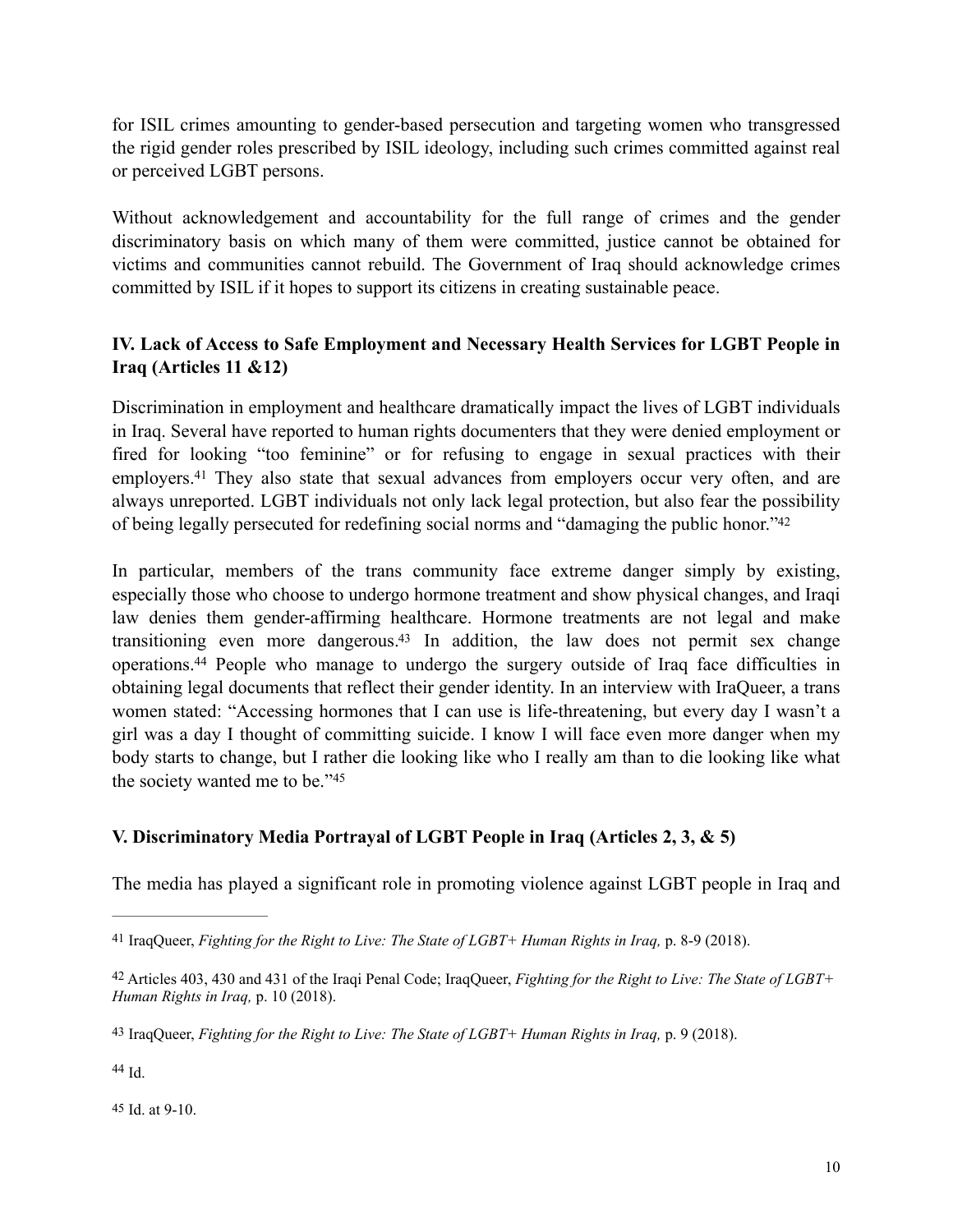for ISIL crimes amounting to gender-based persecution and targeting women who transgressed the rigid gender roles prescribed by ISIL ideology, including such crimes committed against real or perceived LGBT persons.

Without acknowledgement and accountability for the full range of crimes and the gender discriminatory basis on which many of them were committed, justice cannot be obtained for victims and communities cannot rebuild. The Government of Iraq should acknowledge crimes committed by ISIL if it hopes to support its citizens in creating sustainable peace.

### IV. Lack of Access to Safe Employment and Necessary Health Services for LGBT People in Iraq (Articles 11 &12)

Discrimination in employment and healthcare dramatically impact the lives of LGBT individuals in Iraq. Several have reported to human rights documenters that they were denied employment or fired for looking "too feminine" or for refusing to engage in sexual practices with their employers.[41] They also state that sexual advances from employers occur very often, and are always unreported. LGBT individuals not only lack legal protection, but also fear the possibility of being legally persecuted for redefining social norms and "damaging the public honor."[42]

In particular, members of the trans community face extreme danger simply by existing, especially those who choose to undergo hormone treatment and show physical changes, and Iraqi law denies them gender-affirming healthcare. Hormone treatments are not legal and make transitioning even more dangerous.[43] In addition, the law does not permit sex change operations.[44] People who manage to undergo the surgery outside of Iraq face difficulties in obtaining legal documents that reflect their gender identity. In an interview with IraQueer, a trans women stated: "Accessing hormones that I can use is life-threatening, but every day I wasn't a girl was a day I thought of committing suicide. I know I will face even more danger when my body starts to change, but I rather die looking like who I really am than to die looking like what the society wanted me to be."[45]

### V. Discriminatory Media Portrayal of LGBT People in Iraq (Articles 2, 3, & 5)

The media has played a significant role in promoting violence against LGBT people in Iraq and

---

[41] IraqQueer, *Fighting for the Right to Live: The State of LGBT+ Human Rights in Iraq,* p. 8-9 (2018).

[42] Articles 403, 430 and 431 of the Iraqi Penal Code; IraqQueer, *Fighting for the Right to Live: The State of LGBT+ Human Rights in Iraq,* p. 10 (2018).

[43] IraqQueer, *Fighting for the Right to Live: The State of LGBT+ Human Rights in Iraq,* p. 9 (2018).

[44] Id.

[45] Id. at 9-10.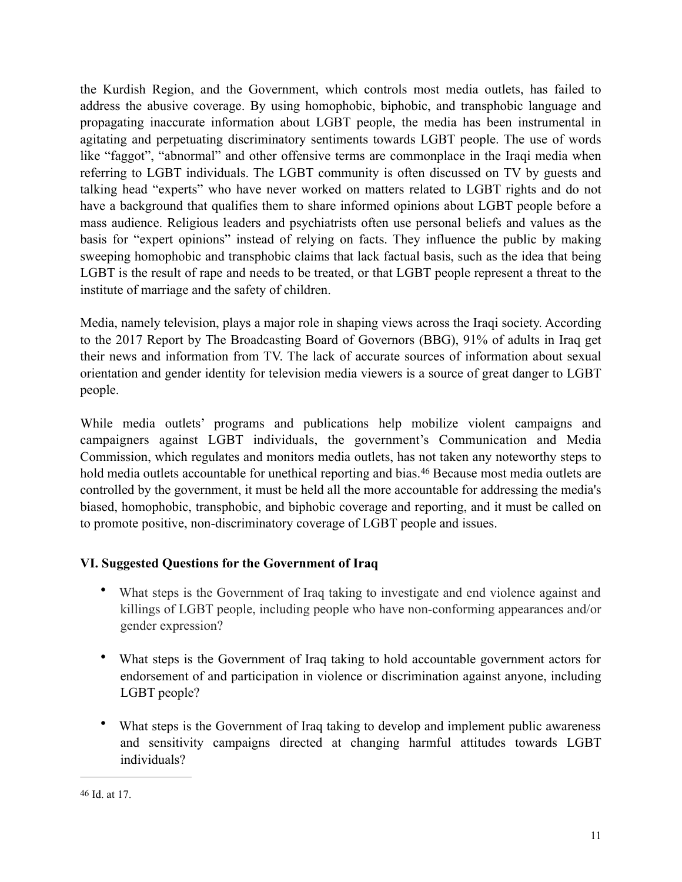the Kurdish Region, and the Government, which controls most media outlets, has failed to address the abusive coverage. By using homophobic, biphobic, and transphobic language and propagating inaccurate information about LGBT people, the media has been instrumental in agitating and perpetuating discriminatory sentiments towards LGBT people. The use of words like "faggot", "abnormal" and other offensive terms are commonplace in the Iraqi media when referring to LGBT individuals. The LGBT community is often discussed on TV by guests and talking head "experts" who have never worked on matters related to LGBT rights and do not have a background that qualifies them to share informed opinions about LGBT people before a mass audience. Religious leaders and psychiatrists often use personal beliefs and values as the basis for "expert opinions" instead of relying on facts. They influence the public by making sweeping homophobic and transphobic claims that lack factual basis, such as the idea that being LGBT is the result of rape and needs to be treated, or that LGBT people represent a threat to the institute of marriage and the safety of children.

Media, namely television, plays a major role in shaping views across the Iraqi society. According to the 2017 Report by The Broadcasting Board of Governors (BBG), 91% of adults in Iraq get their news and information from TV. The lack of accurate sources of information about sexual orientation and gender identity for television media viewers is a source of great danger to LGBT people.

While media outlets' programs and publications help mobilize violent campaigns and campaigners against LGBT individuals, the government's Communication and Media Commission, which regulates and monitors media outlets, has not taken any noteworthy steps to hold media outlets accountable for unethical reporting and bias.[46] Because most media outlets are controlled by the government, it must be held all the more accountable for addressing the media's biased, homophobic, transphobic, and biphobic coverage and reporting, and it must be called on to promote positive, non-discriminatory coverage of LGBT people and issues.

## VI. Suggested Questions for the Government of Iraq

- What steps is the Government of Iraq taking to investigate and end violence against and killings of LGBT people, including people who have non-conforming appearances and/or gender expression?
- What steps is the Government of Iraq taking to hold accountable government actors for endorsement of and participation in violence or discrimination against anyone, including LGBT people?
- What steps is the Government of Iraq taking to develop and implement public awareness and sensitivity campaigns directed at changing harmful attitudes towards LGBT individuals?

---

[46] Id. at 17.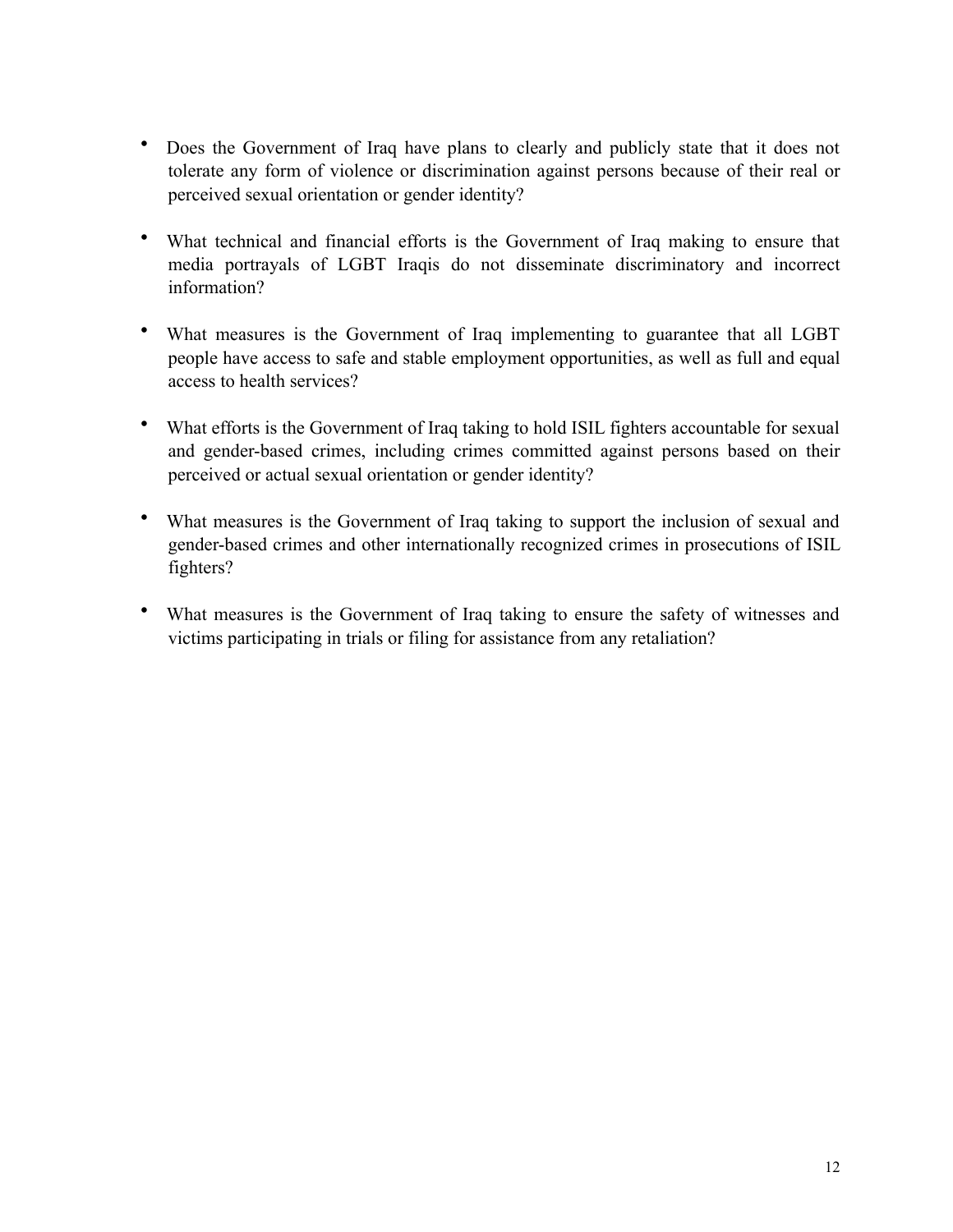- Does the Government of Iraq have plans to clearly and publicly state that it does not tolerate any form of violence or discrimination against persons because of their real or perceived sexual orientation or gender identity?

- What technical and financial efforts is the Government of Iraq making to ensure that media portrayals of LGBT Iraqis do not disseminate discriminatory and incorrect information?

- What measures is the Government of Iraq implementing to guarantee that all LGBT people have access to safe and stable employment opportunities, as well as full and equal access to health services?

- What efforts is the Government of Iraq taking to hold ISIL fighters accountable for sexual and gender-based crimes, including crimes committed against persons based on their perceived or actual sexual orientation or gender identity?

- What measures is the Government of Iraq taking to support the inclusion of sexual and gender-based crimes and other internationally recognized crimes in prosecutions of ISIL fighters?

- What measures is the Government of Iraq taking to ensure the safety of witnesses and victims participating in trials or filing for assistance from any retaliation?